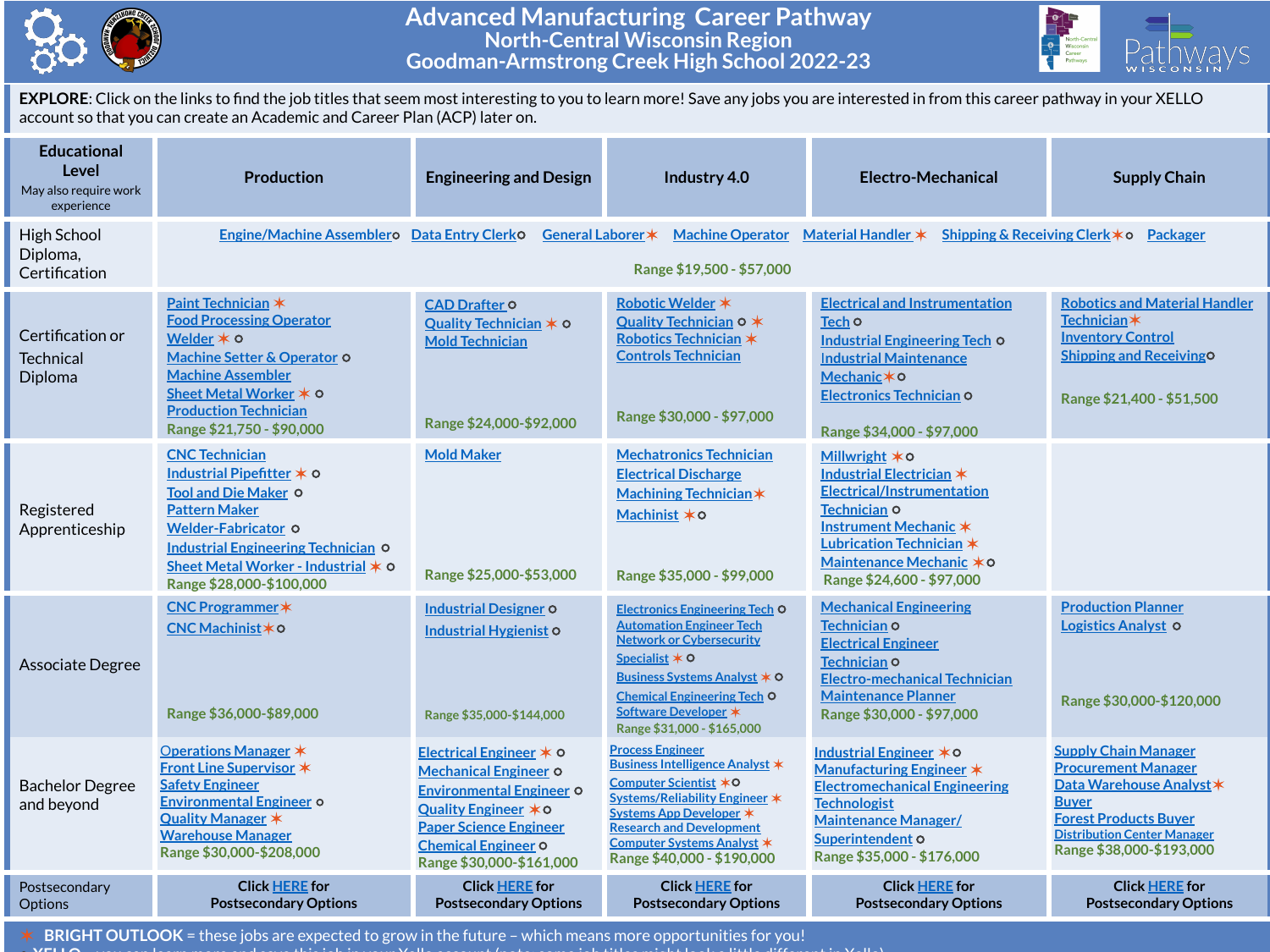# Advanced Manufacturing Career Pathway
## North-Central Wisconsin Region
## Goodman-Armstrong Creek High School 2022-23

**EXPLORE**: Click on the links to find the job titles that seem most interesting to you to learn more! Save any jobs you are interested in from this career pathway in your XELLO account so that you can create an Academic and Career Plan (ACP) later on.

| Educational Level (May also require work experience) | Production | Engineering and Design | Industry 4.0 | Electro-Mechanical | Supply Chain |
|---|---|---|---|---|---|
| High School Diploma, Certification | Engine/Machine Assembler o; Data Entry Clerk o; General Laborer ✶; Machine Operator; Material Handler ✶; Shipping & Receiving Clerk ✶ o; Packager — Range $19,500 - $57,000 | | | | |
| Certification or Technical Diploma | Paint Technician ✶<br>Food Processing Operator<br>Welder ✶ o<br>Machine Setter & Operator o<br>Machine Assembler<br>Sheet Metal Worker ✶ o<br>Production Technician<br>Range $21,750 - $90,000 | CAD Drafter o<br>Quality Technician ✶ o<br>Mold Technician<br>Range $24,000-$92,000 | Robotic Welder ✶<br>Quality Technician o ✶<br>Robotics Technician ✶<br>Controls Technician<br>Range $30,000 - $97,000 | Electrical and Instrumentation Tech o<br>Industrial Engineering Tech o<br>Industrial Maintenance Mechanic ✶ o<br>Electronics Technician o<br>Range $34,000 - $97,000 | Robotics and Material Handler Technician ✶<br>Inventory Control<br>Shipping and Receiving o<br>Range $21,400 - $51,500 |
| Registered Apprenticeship | CNC Technician<br>Industrial Pipefitter ✶ o<br>Tool and Die Maker o<br>Pattern Maker<br>Welder-Fabricator o<br>Industrial Engineering Technician o<br>Sheet Metal Worker - Industrial ✶ o<br>Range $28,000-$100,000 | Mold Maker<br>Range $25,000-$53,000 | Mechatronics Technician<br>Electrical Discharge Machining Technician ✶<br>Machinist ✶ o<br>Range $35,000 - $99,000 | Millwright ✶ o<br>Industrial Electrician ✶<br>Electrical/Instrumentation Technician o<br>Instrument Mechanic ✶<br>Lubrication Technician ✶<br>Maintenance Mechanic ✶ o<br>Range $24,600 - $97,000 | |
| Associate Degree | CNC Programmer ✶<br>CNC Machinist ✶ o<br>Range $36,000-$89,000 | Industrial Designer o<br>Industrial Hygienist o<br>Range $35,000-$144,000 | Electronics Engineering Tech o<br>Automation Engineer Tech<br>Network or Cybersecurity Specialist ✶ o<br>Business Systems Analyst ✶ o<br>Chemical Engineering Tech o<br>Software Developer ✶<br>Range $31,000 - $165,000 | Mechanical Engineering Technician o<br>Electrical Engineer Technician o<br>Electro-mechanical Technician<br>Maintenance Planner<br>Range $30,000 - $97,000 | Production Planner<br>Logistics Analyst o<br>Range $30,000-$120,000 |
| Bachelor Degree and beyond | Operations Manager ✶<br>Front Line Supervisor ✶<br>Safety Engineer<br>Environmental Engineer o<br>Quality Manager ✶<br>Warehouse Manager<br>Range $30,000-$208,000 | Electrical Engineer ✶ o<br>Mechanical Engineer o<br>Environmental Engineer o<br>Quality Engineer ✶ o<br>Paper Science Engineer<br>Chemical Engineer o<br>Range $30,000-$161,000 | Process Engineer<br>Business Intelligence Analyst ✶<br>Computer Scientist ✶ o<br>Systems/Reliability Engineer ✶<br>Systems App Developer ✶<br>Research and Development<br>Computer Systems Analyst ✶<br>Range $40,000 - $190,000 | Industrial Engineer ✶ o<br>Manufacturing Engineer ✶<br>Electromechanical Engineering Technologist<br>Maintenance Manager/ Superintendent o<br>Range $35,000 - $176,000 | Supply Chain Manager<br>Procurement Manager<br>Data Warehouse Analyst ✶<br>Buyer<br>Forest Products Buyer<br>Distribution Center Manager<br>Range $38,000-$193,000 |
| Postsecondary Options | Click HERE for Postsecondary Options | Click HERE for Postsecondary Options | Click HERE for Postsecondary Options | Click HERE for Postsecondary Options | Click HERE for Postsecondary Options |

✶ **BRIGHT OUTLOOK** = these jobs are expected to grow in the future – which means more opportunities for you!

o XELLO – you can learn more and save this job in your Xello account (note, some job titles might look a little different in Xello)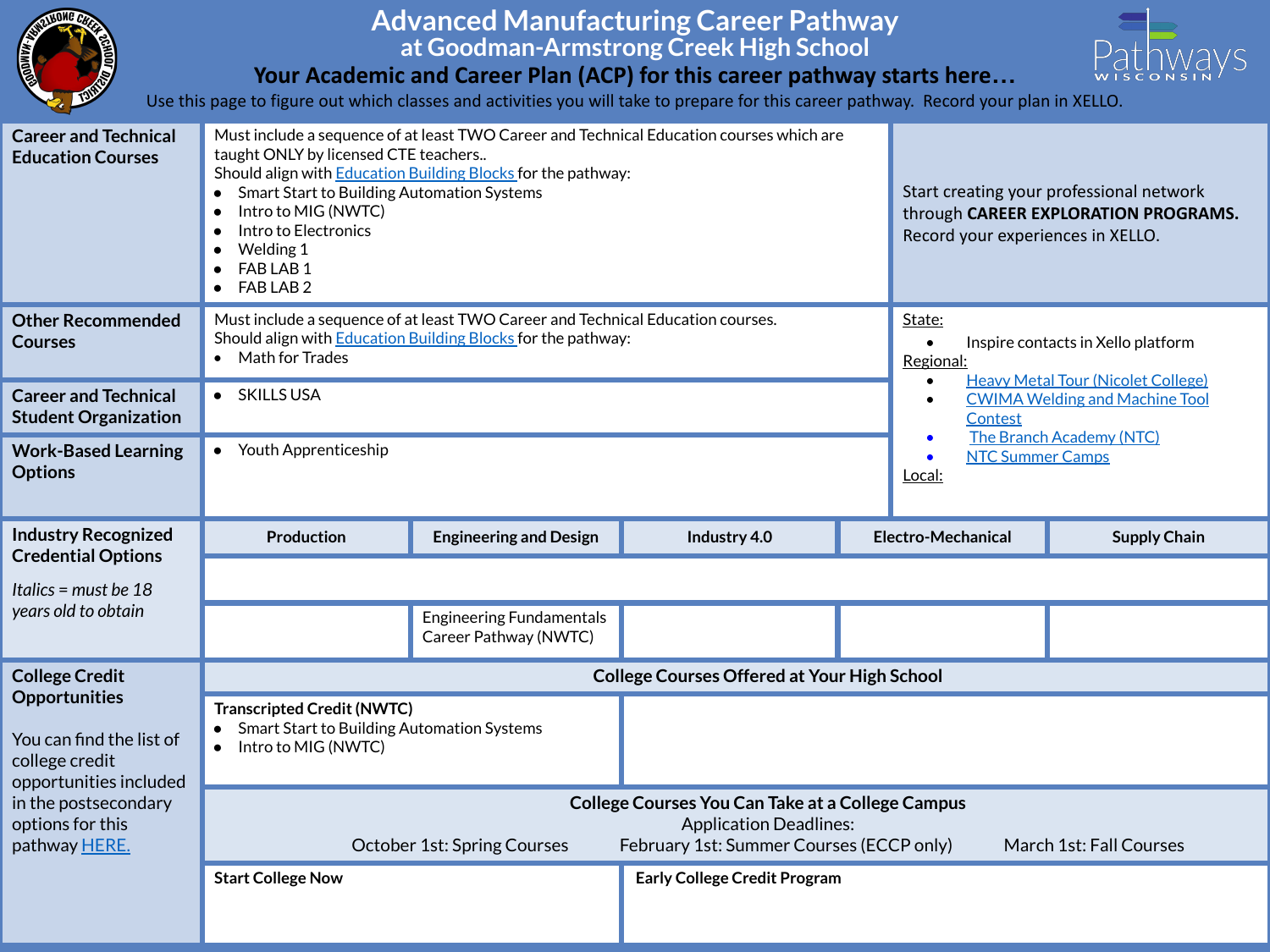# Advanced Manufacturing Career Pathway
## at Goodman-Armstrong Creek High School
### Your Academic and Career Plan (ACP) for this career pathway starts here…

Use this page to figure out which classes and activities you will take to prepare for this career pathway. Record your plan in XELLO.

**Career and Technical Education Courses**

Must include a sequence of at least TWO Career and Technical Education courses which are taught ONLY by licensed CTE teachers..
Should align with Education Building Blocks for the pathway:

- Smart Start to Building Automation Systems
- Intro to MIG (NWTC)
- Intro to Electronics
- Welding 1
- FAB LAB 1
- FAB LAB 2

**Other Recommended Courses**

Must include a sequence of at least TWO Career and Technical Education courses.
Should align with Education Building Blocks for the pathway:

- Math for Trades

**Career and Technical Student Organization**

- SKILLS USA

**Work-Based Learning Options**

- Youth Apprenticeship

Start creating your professional network through **CAREER EXPLORATION PROGRAMS.** Record your experiences in XELLO.

State:

- Inspire contacts in Xello platform

Regional:

- Heavy Metal Tour (Nicolet College)
- CWIMA Welding and Machine Tool Contest
- The Branch Academy (NTC)
- NTC Summer Camps

Local:

**Industry Recognized Credential Options**

*Italics = must be 18 years old to obtain*

| Production | Engineering and Design | Industry 4.0 | Electro-Mechanical | Supply Chain |
|---|---|---|---|---|
| | | | | |
| | Engineering Fundamentals Career Pathway (NWTC) | | | |

**College Credit Opportunities**

You can find the list of college credit opportunities included in the postsecondary options for this pathway HERE.

**College Courses Offered at Your High School**

**Transcripted Credit (NWTC)**

- Smart Start to Building Automation Systems
- Intro to MIG (NWTC)

**College Courses You Can Take at a College Campus**

Application Deadlines:

October 1st: Spring Courses | February 1st: Summer Courses (ECCP only) | March 1st: Fall Courses

**Start College Now**

**Early College Credit Program**